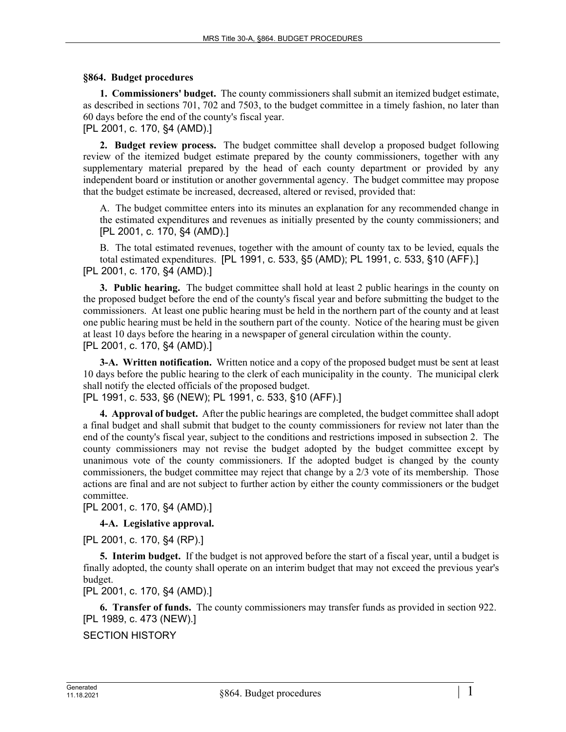## §864. Budget procedures

**1. Commissioners' budget.** The county commissioners shall submit an itemized budget estimate, as described in sections 701, 702 and 7503, to the budget committee in a timely fashion, no later than 60 days before the end of the county's fiscal year.
[PL 2001, c. 170, §4 (AMD).]

**2. Budget review process.** The budget committee shall develop a proposed budget following review of the itemized budget estimate prepared by the county commissioners, together with any supplementary material prepared by the head of each county department or provided by any independent board or institution or another governmental agency. The budget committee may propose that the budget estimate be increased, decreased, altered or revised, provided that:

A. The budget committee enters into its minutes an explanation for any recommended change in the estimated expenditures and revenues as initially presented by the county commissioners; and
[PL 2001, c. 170, §4 (AMD).]

B. The total estimated revenues, together with the amount of county tax to be levied, equals the total estimated expenditures. [PL 1991, c. 533, §5 (AMD); PL 1991, c. 533, §10 (AFF).]
[PL 2001, c. 170, §4 (AMD).]

**3. Public hearing.** The budget committee shall hold at least 2 public hearings in the county on the proposed budget before the end of the county's fiscal year and before submitting the budget to the commissioners. At least one public hearing must be held in the northern part of the county and at least one public hearing must be held in the southern part of the county. Notice of the hearing must be given at least 10 days before the hearing in a newspaper of general circulation within the county.
[PL 2001, c. 170, §4 (AMD).]

**3-A. Written notification.** Written notice and a copy of the proposed budget must be sent at least 10 days before the public hearing to the clerk of each municipality in the county. The municipal clerk shall notify the elected officials of the proposed budget.
[PL 1991, c. 533, §6 (NEW); PL 1991, c. 533, §10 (AFF).]

**4. Approval of budget.** After the public hearings are completed, the budget committee shall adopt a final budget and shall submit that budget to the county commissioners for review not later than the end of the county's fiscal year, subject to the conditions and restrictions imposed in subsection 2. The county commissioners may not revise the budget adopted by the budget committee except by unanimous vote of the county commissioners. If the adopted budget is changed by the county commissioners, the budget committee may reject that change by a 2/3 vote of its membership. Those actions are final and are not subject to further action by either the county commissioners or the budget committee.
[PL 2001, c. 170, §4 (AMD).]

**4-A. Legislative approval.**

[PL 2001, c. 170, §4 (RP).]

**5. Interim budget.** If the budget is not approved before the start of a fiscal year, until a budget is finally adopted, the county shall operate on an interim budget that may not exceed the previous year's budget.
[PL 2001, c. 170, §4 (AMD).]

**6. Transfer of funds.** The county commissioners may transfer funds as provided in section 922.
[PL 1989, c. 473 (NEW).]

SECTION HISTORY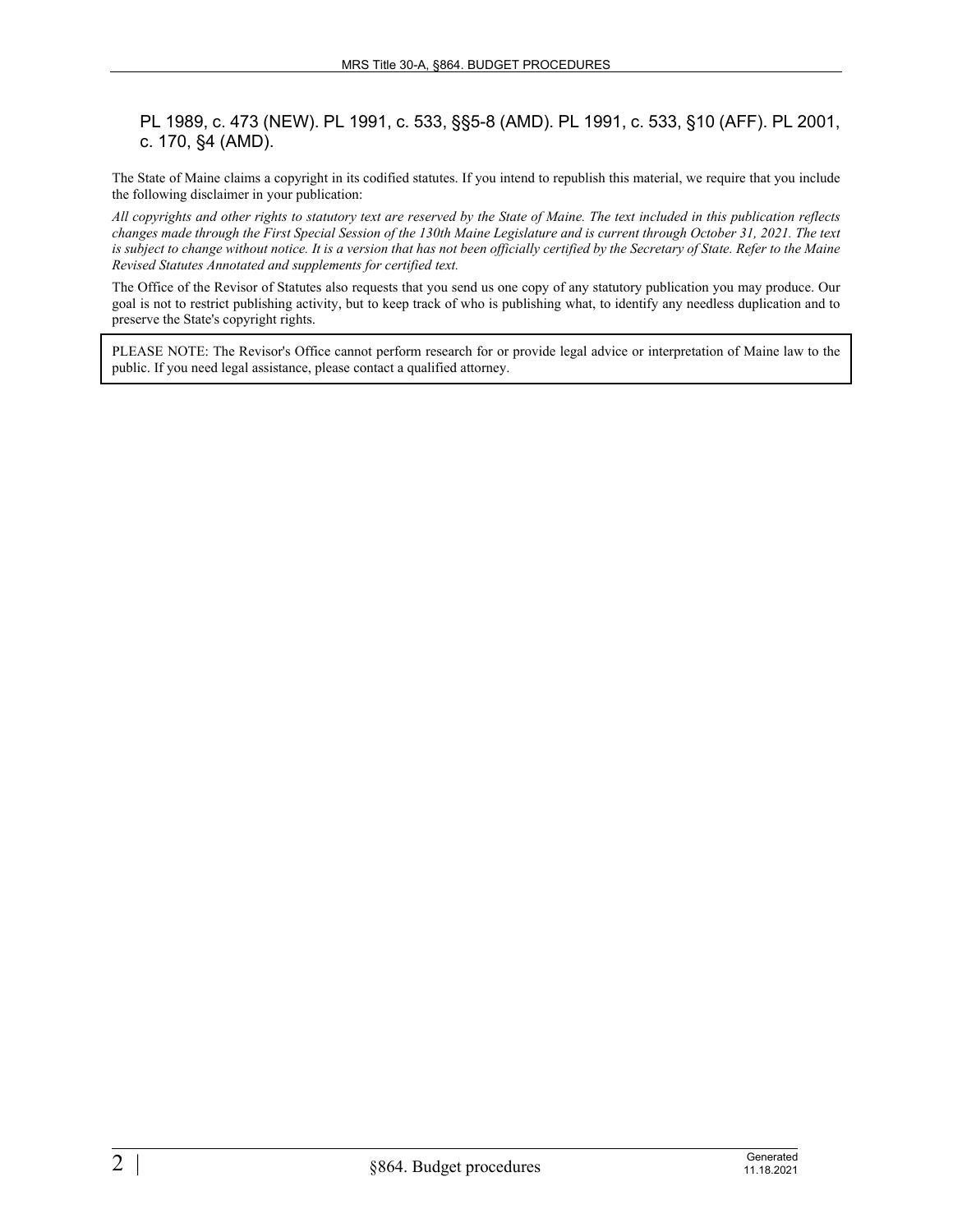PL 1989, c. 473 (NEW). PL 1991, c. 533, §§5-8 (AMD). PL 1991, c. 533, §10 (AFF). PL 2001, c. 170, §4 (AMD).

The State of Maine claims a copyright in its codified statutes. If you intend to republish this material, we require that you include the following disclaimer in your publication:

*All copyrights and other rights to statutory text are reserved by the State of Maine. The text included in this publication reflects changes made through the First Special Session of the 130th Maine Legislature and is current through October 31, 2021. The text is subject to change without notice. It is a version that has not been officially certified by the Secretary of State. Refer to the Maine Revised Statutes Annotated and supplements for certified text.*

The Office of the Revisor of Statutes also requests that you send us one copy of any statutory publication you may produce. Our goal is not to restrict publishing activity, but to keep track of who is publishing what, to identify any needless duplication and to preserve the State's copyright rights.

PLEASE NOTE: The Revisor's Office cannot perform research for or provide legal advice or interpretation of Maine law to the public. If you need legal assistance, please contact a qualified attorney.